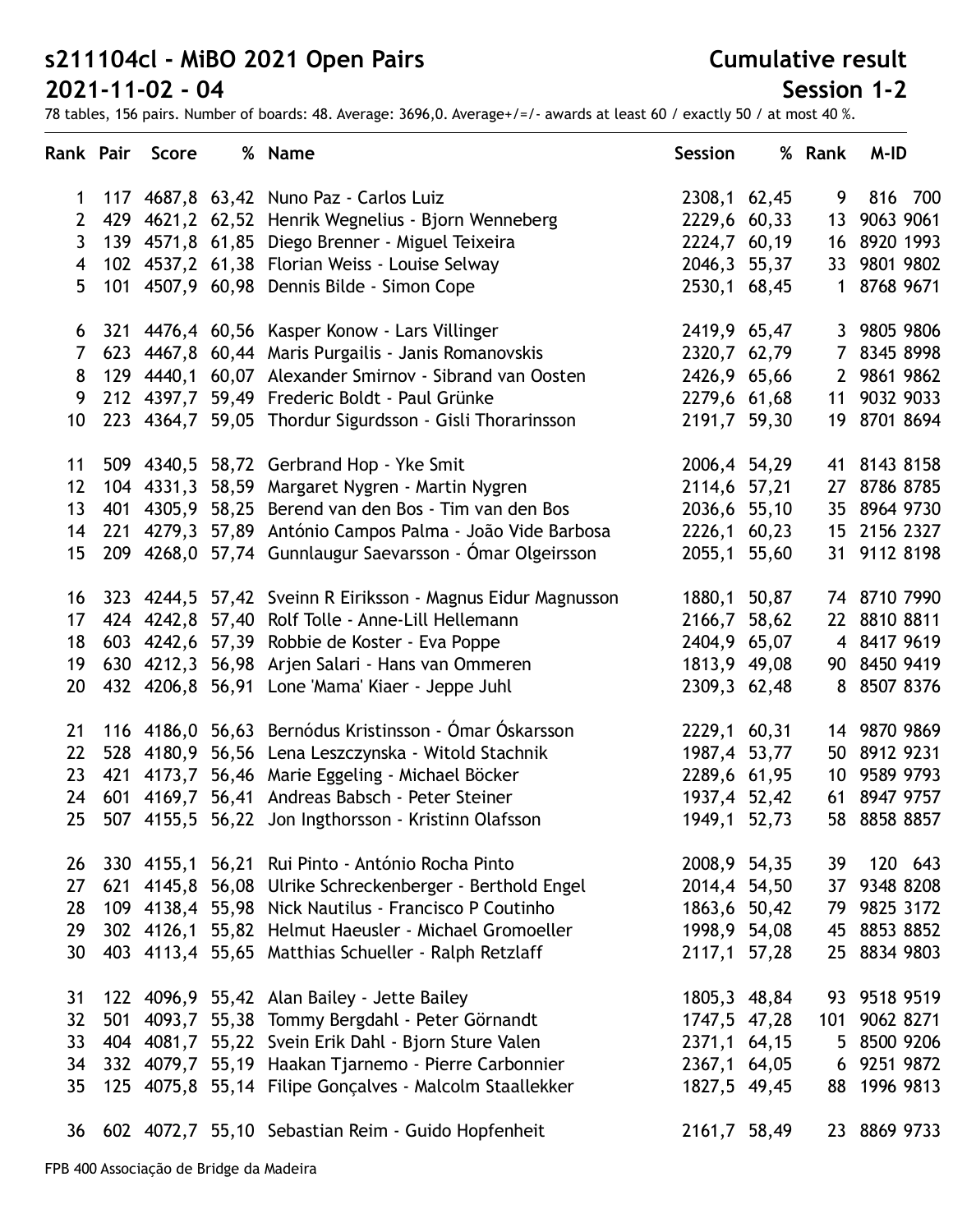# s211104cl - MiBO 2021 Open Pairs

## 2021-11-02 - 04

**Cumulative result**

**Session 1-2**

78 tables, 156 pairs. Number of boards: 48. Average: 3696,0. Average+/=/- awards at least 60 / exactly 50 / at most 40 %.

| Rank | Pair | Score | % | Name | Session | % | Rank | M-ID |
|---|---|---|---|---|---|---|---|---|
| 1 | 117 | 4687,8 | 63,42 | Nuno Paz - Carlos Luiz | 2308,1 | 62,45 | 9 | 816 700 |
| 2 | 429 | 4621,2 | 62,52 | Henrik Wegnelius - Bjorn Wenneberg | 2229,6 | 60,33 | 13 | 9063 9061 |
| 3 | 139 | 4571,8 | 61,85 | Diego Brenner - Miguel Teixeira | 2224,7 | 60,19 | 16 | 8920 1993 |
| 4 | 102 | 4537,2 | 61,38 | Florian Weiss - Louise Selway | 2046,3 | 55,37 | 33 | 9801 9802 |
| 5 | 101 | 4507,9 | 60,98 | Dennis Bilde - Simon Cope | 2530,1 | 68,45 | 1 | 8768 9671 |
| 6 | 321 | 4476,4 | 60,56 | Kasper Konow - Lars Villinger | 2419,9 | 65,47 | 3 | 9805 9806 |
| 7 | 623 | 4467,8 | 60,44 | Maris Purgailis - Janis Romanovskis | 2320,7 | 62,79 | 7 | 8345 8998 |
| 8 | 129 | 4440,1 | 60,07 | Alexander Smirnov - Sibrand van Oosten | 2426,9 | 65,66 | 2 | 9861 9862 |
| 9 | 212 | 4397,7 | 59,49 | Frederic Boldt - Paul Grünke | 2279,6 | 61,68 | 11 | 9032 9033 |
| 10 | 223 | 4364,7 | 59,05 | Thordur Sigurdsson - Gisli Thorarinsson | 2191,7 | 59,30 | 19 | 8701 8694 |
| 11 | 509 | 4340,5 | 58,72 | Gerbrand Hop - Yke Smit | 2006,4 | 54,29 | 41 | 8143 8158 |
| 12 | 104 | 4331,3 | 58,59 | Margaret Nygren - Martin Nygren | 2114,6 | 57,21 | 27 | 8786 8785 |
| 13 | 401 | 4305,9 | 58,25 | Berend van den Bos - Tim van den Bos | 2036,6 | 55,10 | 35 | 8964 9730 |
| 14 | 221 | 4279,3 | 57,89 | António Campos Palma - João Vide Barbosa | 2226,1 | 60,23 | 15 | 2156 2327 |
| 15 | 209 | 4268,0 | 57,74 | Gunnlaugur Saevarsson - Ómar Olgeirsson | 2055,1 | 55,60 | 31 | 9112 8198 |
| 16 | 323 | 4244,5 | 57,42 | Sveinn R Eiriksson - Magnus Eidur Magnusson | 1880,1 | 50,87 | 74 | 8710 7990 |
| 17 | 424 | 4242,8 | 57,40 | Rolf Tolle - Anne-Lill Hellemann | 2166,7 | 58,62 | 22 | 8810 8811 |
| 18 | 603 | 4242,6 | 57,39 | Robbie de Koster - Eva Poppe | 2404,9 | 65,07 | 4 | 8417 9619 |
| 19 | 630 | 4212,3 | 56,98 | Arjen Salari - Hans van Ommeren | 1813,9 | 49,08 | 90 | 8450 9419 |
| 20 | 432 | 4206,8 | 56,91 | Lone 'Mama' Kiaer - Jeppe Juhl | 2309,3 | 62,48 | 8 | 8507 8376 |
| 21 | 116 | 4186,0 | 56,63 | Bernódus Kristinsson - Ómar Óskarsson | 2229,1 | 60,31 | 14 | 9870 9869 |
| 22 | 528 | 4180,9 | 56,56 | Lena Leszczynska - Witold Stachnik | 1987,4 | 53,77 | 50 | 8912 9231 |
| 23 | 421 | 4173,7 | 56,46 | Marie Eggeling - Michael Böcker | 2289,6 | 61,95 | 10 | 9589 9793 |
| 24 | 601 | 4169,7 | 56,41 | Andreas Babsch - Peter Steiner | 1937,4 | 52,42 | 61 | 8947 9757 |
| 25 | 507 | 4155,5 | 56,22 | Jon Ingthorsson - Kristinn Olafsson | 1949,1 | 52,73 | 58 | 8858 8857 |
| 26 | 330 | 4155,1 | 56,21 | Rui Pinto - António Rocha Pinto | 2008,9 | 54,35 | 39 | 120 643 |
| 27 | 621 | 4145,8 | 56,08 | Ulrike Schreckenberger - Berthold Engel | 2014,4 | 54,50 | 37 | 9348 8208 |
| 28 | 109 | 4138,4 | 55,98 | Nick Nautilus - Francisco P Coutinho | 1863,6 | 50,42 | 79 | 9825 3172 |
| 29 | 302 | 4126,1 | 55,82 | Helmut Haeusler - Michael Gromoeller | 1998,9 | 54,08 | 45 | 8853 8852 |
| 30 | 403 | 4113,4 | 55,65 | Matthias Schueller - Ralph Retzlaff | 2117,1 | 57,28 | 25 | 8834 9803 |
| 31 | 122 | 4096,9 | 55,42 | Alan Bailey - Jette Bailey | 1805,3 | 48,84 | 93 | 9518 9519 |
| 32 | 501 | 4093,7 | 55,38 | Tommy Bergdahl - Peter Görnandt | 1747,5 | 47,28 | 101 | 9062 8271 |
| 33 | 404 | 4081,7 | 55,22 | Svein Erik Dahl - Bjorn Sture Valen | 2371,1 | 64,15 | 5 | 8500 9206 |
| 34 | 332 | 4079,7 | 55,19 | Haakan Tjarnemo - Pierre Carbonnier | 2367,1 | 64,05 | 6 | 9251 9872 |
| 35 | 125 | 4075,8 | 55,14 | Filipe Gonçalves - Malcolm Staallekker | 1827,5 | 49,45 | 88 | 1996 9813 |
| 36 | 602 | 4072,7 | 55,10 | Sebastian Reim - Guido Hopfenheit | 2161,7 | 58,49 | 23 | 8869 9733 |

FPB 400 Associação de Bridge da Madeira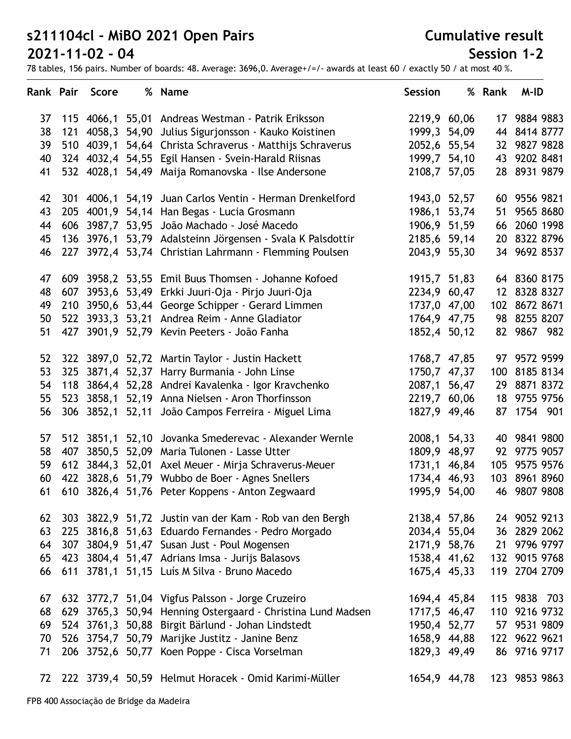# s211104cl - MiBO 2021 Open Pairs

## 2021-11-02 - 04

**Cumulative result**

**Session 1-2**

78 tables, 156 pairs. Number of boards: 48. Average: 3696,0. Average+/=/- awards at least 60 / exactly 50 / at most 40 %.

| Rank | Pair | Score | % | Name | Session | % | Rank | M-ID |
|---|---|---|---|---|---|---|---|---|
| 37 | 115 | 4066,1 | 55,01 | Andreas Westman - Patrik Eriksson | 2219,9 | 60,06 | 17 | 9884 9883 |
| 38 | 121 | 4058,3 | 54,90 | Julius Sigurjonsson - Kauko Koistinen | 1999,3 | 54,09 | 44 | 8414 8777 |
| 39 | 510 | 4039,1 | 54,64 | Christa Schraverus - Matthijs Schraverus | 2052,6 | 55,54 | 32 | 9827 9828 |
| 40 | 324 | 4032,4 | 54,55 | Egil Hansen - Svein-Harald Riisnas | 1999,7 | 54,10 | 43 | 9202 8481 |
| 41 | 532 | 4028,1 | 54,49 | Maija Romanovska - Ilse Andersone | 2108,7 | 57,05 | 28 | 8931 9879 |
| 42 | 301 | 4006,1 | 54,19 | Juan Carlos Ventin - Herman Drenkelford | 1943,0 | 52,57 | 60 | 9556 9821 |
| 43 | 205 | 4001,9 | 54,14 | Han Begas - Lucia Grosmann | 1986,1 | 53,74 | 51 | 9565 8680 |
| 44 | 606 | 3987,7 | 53,95 | João Machado - José Macedo | 1906,9 | 51,59 | 66 | 2060 1998 |
| 45 | 136 | 3976,1 | 53,79 | Adalsteinn Jörgensen - Svala K Palsdottir | 2185,6 | 59,14 | 20 | 8322 8796 |
| 46 | 227 | 3972,4 | 53,74 | Christian Lahrmann - Flemming Poulsen | 2043,9 | 55,30 | 34 | 9692 8537 |
| 47 | 609 | 3958,2 | 53,55 | Emil Buus Thomsen - Johanne Kofoed | 1915,7 | 51,83 | 64 | 8360 8175 |
| 48 | 607 | 3953,6 | 53,49 | Erkki Juuri-Oja - Pirjo Juuri-Oja | 2234,9 | 60,47 | 12 | 8328 8327 |
| 49 | 210 | 3950,6 | 53,44 | George Schipper - Gerard Limmen | 1737,0 | 47,00 | 102 | 8672 8671 |
| 50 | 522 | 3933,3 | 53,21 | Andrea Reim - Anne Gladiator | 1764,9 | 47,75 | 98 | 8255 8207 |
| 51 | 427 | 3901,9 | 52,79 | Kevin Peeters - João Fanha | 1852,4 | 50,12 | 82 | 9867 982 |
| 52 | 322 | 3897,0 | 52,72 | Martin Taylor - Justin Hackett | 1768,7 | 47,85 | 97 | 9572 9599 |
| 53 | 325 | 3871,4 | 52,37 | Harry Burmania - John Linse | 1750,7 | 47,37 | 100 | 8185 8134 |
| 54 | 118 | 3864,4 | 52,28 | Andrei Kavalenka - Igor Kravchenko | 2087,1 | 56,47 | 29 | 8871 8372 |
| 55 | 523 | 3858,1 | 52,19 | Anna Nielsen - Aron Thorfinsson | 2219,7 | 60,06 | 18 | 9755 9756 |
| 56 | 306 | 3852,1 | 52,11 | João Campos Ferreira - Miguel Lima | 1827,9 | 49,46 | 87 | 1754 901 |
| 57 | 512 | 3851,1 | 52,10 | Jovanka Smederevac - Alexander Wernle | 2008,1 | 54,33 | 40 | 9841 9800 |
| 58 | 407 | 3850,5 | 52,09 | Maria Tulonen - Lasse Utter | 1809,9 | 48,97 | 92 | 9775 9057 |
| 59 | 612 | 3844,3 | 52,01 | Axel Meuer - Mirja Schraverus-Meuer | 1731,1 | 46,84 | 105 | 9575 9576 |
| 60 | 422 | 3828,6 | 51,79 | Wubbo de Boer - Agnes Snellers | 1734,4 | 46,93 | 103 | 8961 8960 |
| 61 | 610 | 3826,4 | 51,76 | Peter Koppens - Anton Zegwaard | 1995,9 | 54,00 | 46 | 9807 9808 |
| 62 | 303 | 3822,9 | 51,72 | Justin van der Kam - Rob van den Bergh | 2138,4 | 57,86 | 24 | 9052 9213 |
| 63 | 225 | 3816,8 | 51,63 | Eduardo Fernandes - Pedro Morgado | 2034,4 | 55,04 | 36 | 2829 2062 |
| 64 | 307 | 3804,9 | 51,47 | Susan Just - Poul Mogensen | 2171,9 | 58,76 | 21 | 9796 9797 |
| 65 | 423 | 3804,4 | 51,47 | Adrians Imsa - Jurijs Balasovs | 1538,4 | 41,62 | 132 | 9015 9768 |
| 66 | 611 | 3781,1 | 51,15 | Luís M Silva - Bruno Macedo | 1675,4 | 45,33 | 119 | 2704 2709 |
| 67 | 632 | 3772,7 | 51,04 | Vigfus Palsson - Jorge Cruzeiro | 1694,4 | 45,84 | 115 | 9838 703 |
| 68 | 629 | 3765,3 | 50,94 | Henning Ostergaard - Christina Lund Madsen | 1717,5 | 46,47 | 110 | 9216 9732 |
| 69 | 524 | 3761,3 | 50,88 | Birgit Bärlund - Johan Lindstedt | 1950,4 | 52,77 | 57 | 9531 9809 |
| 70 | 526 | 3754,7 | 50,79 | Marijke Justitz - Janine Benz | 1658,9 | 44,88 | 122 | 9622 9621 |
| 71 | 206 | 3752,6 | 50,77 | Koen Poppe - Cisca Vorselman | 1829,3 | 49,49 | 86 | 9716 9717 |
| 72 | 222 | 3739,4 | 50,59 | Helmut Horacek - Omid Karimi-Müller | 1654,9 | 44,78 | 123 | 9853 9863 |

FPB 400 Associação de Bridge da Madeira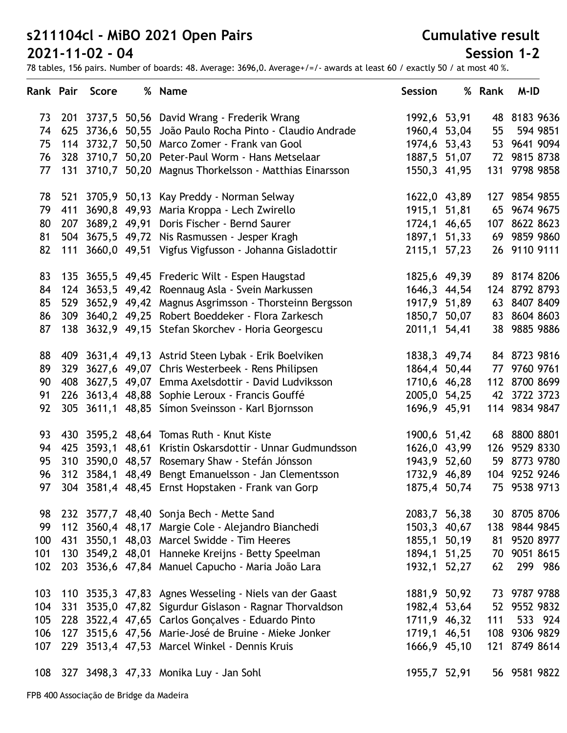# s211104cl - MiBO 2021 Open Pairs

## 2021-11-02 - 04

**Cumulative result**

**Session 1-2**

78 tables, 156 pairs. Number of boards: 48. Average: 3696,0. Average+/=/- awards at least 60 / exactly 50 / at most 40 %.

| Rank | Pair | Score | % | Name | Session | % | Rank | M-ID |
|---|---|---|---|---|---|---|---|---|
| 73 | 201 | 3737,5 | 50,56 | David Wrang - Frederik Wrang | 1992,6 | 53,91 | 48 | 8183 9636 |
| 74 | 625 | 3736,6 | 50,55 | João Paulo Rocha Pinto - Claudio Andrade | 1960,4 | 53,04 | 55 | 594 9851 |
| 75 | 114 | 3732,7 | 50,50 | Marco Zomer - Frank van Gool | 1974,6 | 53,43 | 53 | 9641 9094 |
| 76 | 328 | 3710,7 | 50,20 | Peter-Paul Worm - Hans Metselaar | 1887,5 | 51,07 | 72 | 9815 8738 |
| 77 | 131 | 3710,7 | 50,20 | Magnus Thorkelsson - Matthias Einarsson | 1550,3 | 41,95 | 131 | 9798 9858 |
| 78 | 521 | 3705,9 | 50,13 | Kay Preddy - Norman Selway | 1622,0 | 43,89 | 127 | 9854 9855 |
| 79 | 411 | 3690,8 | 49,93 | Maria Kroppa - Lech Zwirello | 1915,1 | 51,81 | 65 | 9674 9675 |
| 80 | 207 | 3689,2 | 49,91 | Doris Fischer - Bernd Saurer | 1724,1 | 46,65 | 107 | 8622 8623 |
| 81 | 504 | 3675,5 | 49,72 | Nis Rasmussen - Jesper Kragh | 1897,1 | 51,33 | 69 | 9859 9860 |
| 82 | 111 | 3660,0 | 49,51 | Vigfus Vigfusson - Johanna Gisladottir | 2115,1 | 57,23 | 26 | 9110 9111 |
| 83 | 135 | 3655,5 | 49,45 | Frederic Wilt - Espen Haugstad | 1825,6 | 49,39 | 89 | 8174 8206 |
| 84 | 124 | 3653,5 | 49,42 | Roennaug Asla - Svein Markussen | 1646,3 | 44,54 | 124 | 8792 8793 |
| 85 | 529 | 3652,9 | 49,42 | Magnus Asgrimsson - Thorsteinn Bergsson | 1917,9 | 51,89 | 63 | 8407 8409 |
| 86 | 309 | 3640,2 | 49,25 | Robert Boeddeker - Flora Zarkesch | 1850,7 | 50,07 | 83 | 8604 8603 |
| 87 | 138 | 3632,9 | 49,15 | Stefan Skorchev - Horia Georgescu | 2011,1 | 54,41 | 38 | 9885 9886 |
| 88 | 409 | 3631,4 | 49,13 | Astrid Steen Lybak - Erik Boelviken | 1838,3 | 49,74 | 84 | 8723 9816 |
| 89 | 329 | 3627,6 | 49,07 | Chris Westerbeek - Rens Philipsen | 1864,4 | 50,44 | 77 | 9760 9761 |
| 90 | 408 | 3627,5 | 49,07 | Emma Axelsdottir - David Ludviksson | 1710,6 | 46,28 | 112 | 8700 8699 |
| 91 | 226 | 3613,4 | 48,88 | Sophie Leroux - Francis Gouffé | 2005,0 | 54,25 | 42 | 3722 3723 |
| 92 | 305 | 3611,1 | 48,85 | Símon Sveinsson - Karl Bjornsson | 1696,9 | 45,91 | 114 | 9834 9847 |
| 93 | 430 | 3595,2 | 48,64 | Tomas Ruth - Knut Kiste | 1900,6 | 51,42 | 68 | 8800 8801 |
| 94 | 425 | 3593,1 | 48,61 | Kristin Oskarsdottir - Unnar Gudmundsson | 1626,0 | 43,99 | 126 | 9529 8330 |
| 95 | 310 | 3590,0 | 48,57 | Rosemary Shaw - Stefán Jónsson | 1943,9 | 52,60 | 59 | 8773 9780 |
| 96 | 312 | 3584,1 | 48,49 | Bengt Emanuelsson - Jan Clementsson | 1732,9 | 46,89 | 104 | 9252 9246 |
| 97 | 304 | 3581,4 | 48,45 | Ernst Hopstaken - Frank van Gorp | 1875,4 | 50,74 | 75 | 9538 9713 |
| 98 | 232 | 3577,7 | 48,40 | Sonja Bech - Mette Sand | 2083,7 | 56,38 | 30 | 8705 8706 |
| 99 | 112 | 3560,4 | 48,17 | Margie Cole - Alejandro Bianchedi | 1503,3 | 40,67 | 138 | 9844 9845 |
| 100 | 431 | 3550,1 | 48,03 | Marcel Swidde - Tim Heeres | 1855,1 | 50,19 | 81 | 9520 8977 |
| 101 | 130 | 3549,2 | 48,01 | Hanneke Kreijns - Betty Speelman | 1894,1 | 51,25 | 70 | 9051 8615 |
| 102 | 203 | 3536,6 | 47,84 | Manuel Capucho - Maria João Lara | 1932,1 | 52,27 | 62 | 299 986 |
| 103 | 110 | 3535,3 | 47,83 | Agnes Wesseling - Niels van der Gaast | 1881,9 | 50,92 | 73 | 9787 9788 |
| 104 | 331 | 3535,0 | 47,82 | Sigurdur Gislason - Ragnar Thorvaldson | 1982,4 | 53,64 | 52 | 9552 9832 |
| 105 | 228 | 3522,4 | 47,65 | Carlos Gonçalves - Eduardo Pinto | 1711,9 | 46,32 | 111 | 533 924 |
| 106 | 127 | 3515,6 | 47,56 | Marie-José de Bruine - Mieke Jonker | 1719,1 | 46,51 | 108 | 9306 9829 |
| 107 | 229 | 3513,4 | 47,53 | Marcel Winkel - Dennis Kruis | 1666,9 | 45,10 | 121 | 8749 8614 |
| 108 | 327 | 3498,3 | 47,33 | Monika Luy - Jan Sohl | 1955,7 | 52,91 | 56 | 9581 9822 |

FPB 400 Associação de Bridge da Madeira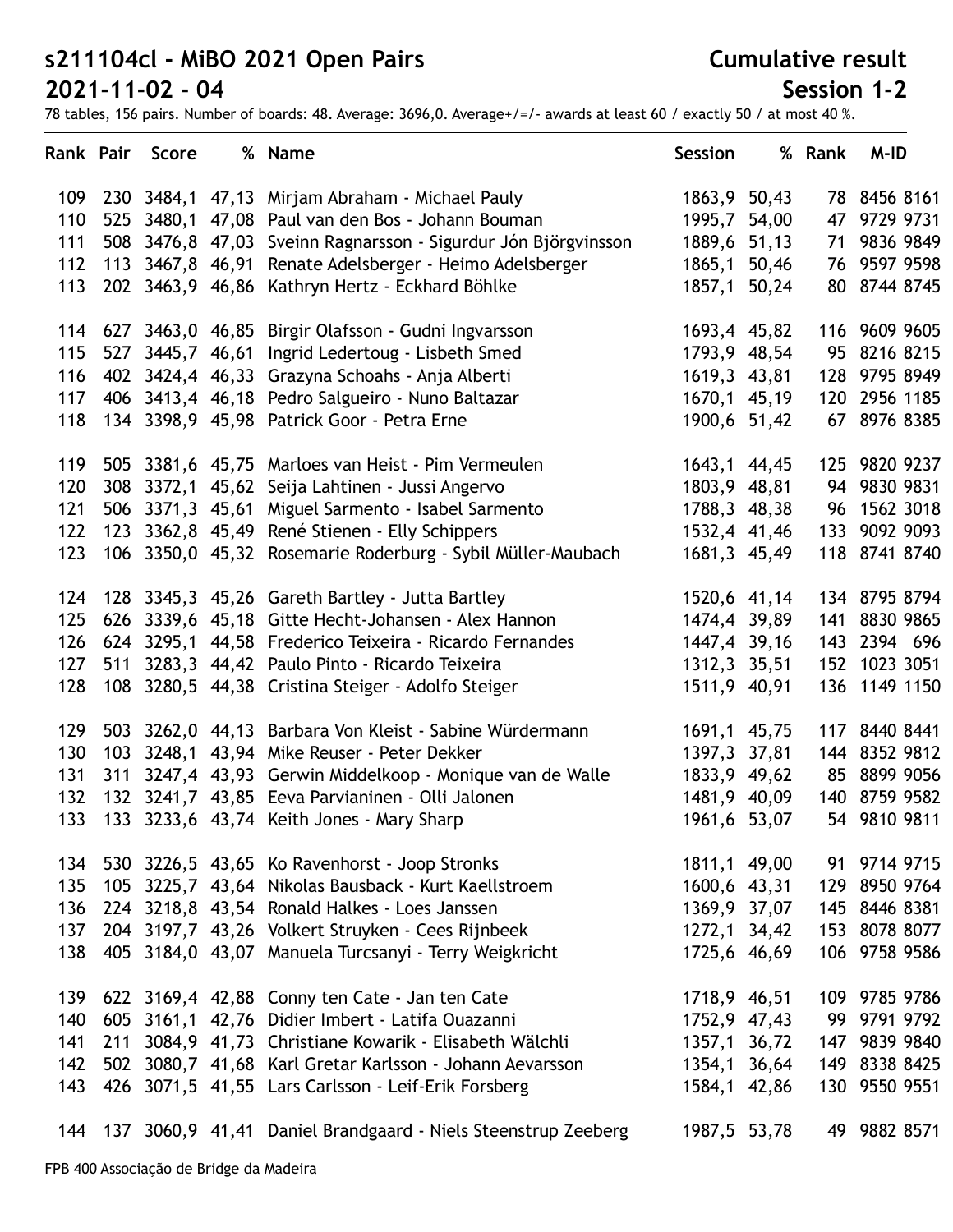# s211104cl - MiBO 2021 Open Pairs

**Cumulative result**

## 2021-11-02 - 04

**Session 1-2**

78 tables, 156 pairs. Number of boards: 48. Average: 3696,0. Average+/=/- awards at least 60 / exactly 50 / at most 40 %.

| Rank | Pair | Score | % | Name | Session | % | Rank | M-ID |
|---|---|---|---|---|---|---|---|---|
| 109 | 230 | 3484,1 | 47,13 | Mirjam Abraham - Michael Pauly | 1863,9 | 50,43 | 78 | 8456 8161 |
| 110 | 525 | 3480,1 | 47,08 | Paul van den Bos - Johann Bouman | 1995,7 | 54,00 | 47 | 9729 9731 |
| 111 | 508 | 3476,8 | 47,03 | Sveinn Ragnarsson - Sigurdur Jón Björgvinsson | 1889,6 | 51,13 | 71 | 9836 9849 |
| 112 | 113 | 3467,8 | 46,91 | Renate Adelsberger - Heimo Adelsberger | 1865,1 | 50,46 | 76 | 9597 9598 |
| 113 | 202 | 3463,9 | 46,86 | Kathryn Hertz - Eckhard Böhlke | 1857,1 | 50,24 | 80 | 8744 8745 |
| 114 | 627 | 3463,0 | 46,85 | Birgir Olafsson - Gudni Ingvarsson | 1693,4 | 45,82 | 116 | 9609 9605 |
| 115 | 527 | 3445,7 | 46,61 | Ingrid Ledertoug - Lisbeth Smed | 1793,9 | 48,54 | 95 | 8216 8215 |
| 116 | 402 | 3424,4 | 46,33 | Grazyna Schoahs - Anja Alberti | 1619,3 | 43,81 | 128 | 9795 8949 |
| 117 | 406 | 3413,4 | 46,18 | Pedro Salgueiro - Nuno Baltazar | 1670,1 | 45,19 | 120 | 2956 1185 |
| 118 | 134 | 3398,9 | 45,98 | Patrick Goor - Petra Erne | 1900,6 | 51,42 | 67 | 8976 8385 |
| 119 | 505 | 3381,6 | 45,75 | Marloes van Heist - Pim Vermeulen | 1643,1 | 44,45 | 125 | 9820 9237 |
| 120 | 308 | 3372,1 | 45,62 | Seija Lahtinen - Jussi Angervo | 1803,9 | 48,81 | 94 | 9830 9831 |
| 121 | 506 | 3371,3 | 45,61 | Miguel Sarmento - Isabel Sarmento | 1788,3 | 48,38 | 96 | 1562 3018 |
| 122 | 123 | 3362,8 | 45,49 | René Stienen - Elly Schippers | 1532,4 | 41,46 | 133 | 9092 9093 |
| 123 | 106 | 3350,0 | 45,32 | Rosemarie Roderburg - Sybil Müller-Maubach | 1681,3 | 45,49 | 118 | 8741 8740 |
| 124 | 128 | 3345,3 | 45,26 | Gareth Bartley - Jutta Bartley | 1520,6 | 41,14 | 134 | 8795 8794 |
| 125 | 626 | 3339,6 | 45,18 | Gitte Hecht-Johansen - Alex Hannon | 1474,4 | 39,89 | 141 | 8830 9865 |
| 126 | 624 | 3295,1 | 44,58 | Frederico Teixeira - Ricardo Fernandes | 1447,4 | 39,16 | 143 | 2394 696 |
| 127 | 511 | 3283,3 | 44,42 | Paulo Pinto - Ricardo Teixeira | 1312,3 | 35,51 | 152 | 1023 3051 |
| 128 | 108 | 3280,5 | 44,38 | Cristina Steiger - Adolfo Steiger | 1511,9 | 40,91 | 136 | 1149 1150 |
| 129 | 503 | 3262,0 | 44,13 | Barbara Von Kleist - Sabine Würdermann | 1691,1 | 45,75 | 117 | 8440 8441 |
| 130 | 103 | 3248,1 | 43,94 | Mike Reuser - Peter Dekker | 1397,3 | 37,81 | 144 | 8352 9812 |
| 131 | 311 | 3247,4 | 43,93 | Gerwin Middelkoop - Monique van de Walle | 1833,9 | 49,62 | 85 | 8899 9056 |
| 132 | 132 | 3241,7 | 43,85 | Eeva Parvianinen - Olli Jalonen | 1481,9 | 40,09 | 140 | 8759 9582 |
| 133 | 133 | 3233,6 | 43,74 | Keith Jones - Mary Sharp | 1961,6 | 53,07 | 54 | 9810 9811 |
| 134 | 530 | 3226,5 | 43,65 | Ko Ravenhorst - Joop Stronks | 1811,1 | 49,00 | 91 | 9714 9715 |
| 135 | 105 | 3225,7 | 43,64 | Nikolas Bausback - Kurt Kaellstroem | 1600,6 | 43,31 | 129 | 8950 9764 |
| 136 | 224 | 3218,8 | 43,54 | Ronald Halkes - Loes Janssen | 1369,9 | 37,07 | 145 | 8446 8381 |
| 137 | 204 | 3197,7 | 43,26 | Volkert Struyken - Cees Rijnbeek | 1272,1 | 34,42 | 153 | 8078 8077 |
| 138 | 405 | 3184,0 | 43,07 | Manuela Turcsanyi - Terry Weigkricht | 1725,6 | 46,69 | 106 | 9758 9586 |
| 139 | 622 | 3169,4 | 42,88 | Conny ten Cate - Jan ten Cate | 1718,9 | 46,51 | 109 | 9785 9786 |
| 140 | 605 | 3161,1 | 42,76 | Didier Imbert - Latifa Ouazanni | 1752,9 | 47,43 | 99 | 9791 9792 |
| 141 | 211 | 3084,9 | 41,73 | Christiane Kowarik - Elisabeth Wälchli | 1357,1 | 36,72 | 147 | 9839 9840 |
| 142 | 502 | 3080,7 | 41,68 | Karl Gretar Karlsson - Johann Aevarsson | 1354,1 | 36,64 | 149 | 8338 8425 |
| 143 | 426 | 3071,5 | 41,55 | Lars Carlsson - Leif-Erik Forsberg | 1584,1 | 42,86 | 130 | 9550 9551 |
| 144 | 137 | 3060,9 | 41,41 | Daniel Brandgaard - Niels Steenstrup Zeeberg | 1987,5 | 53,78 | 49 | 9882 8571 |

FPB 400 Associação de Bridge da Madeira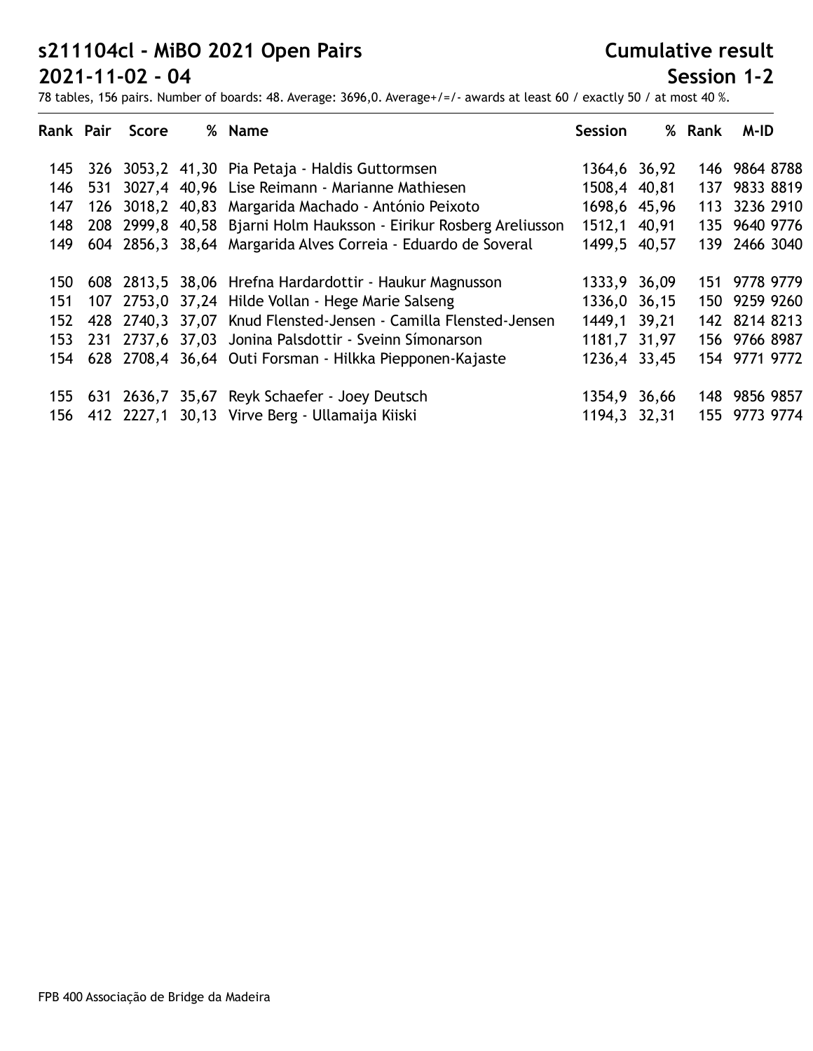# s211104cl - MiBO 2021 Open Pairs

## 2021-11-02 - 04

**Cumulative result**

**Session 1-2**

78 tables, 156 pairs. Number of boards: 48. Average: 3696,0. Average+/=/- awards at least 60 / exactly 50 / at most 40 %.

| Rank | Pair | Score | % | Name | Session | % | Rank | M-ID |
|---|---|---|---|---|---|---|---|---|
| 145 | 326 | 3053,2 | 41,30 | Pia Petaja - Haldis Guttormsen | 1364,6 | 36,92 | 146 | 9864 8788 |
| 146 | 531 | 3027,4 | 40,96 | Lise Reimann - Marianne Mathiesen | 1508,4 | 40,81 | 137 | 9833 8819 |
| 147 | 126 | 3018,2 | 40,83 | Margarida Machado - António Peixoto | 1698,6 | 45,96 | 113 | 3236 2910 |
| 148 | 208 | 2999,8 | 40,58 | Bjarni Holm Hauksson - Eirikur Rosberg Areliusson | 1512,1 | 40,91 | 135 | 9640 9776 |
| 149 | 604 | 2856,3 | 38,64 | Margarida Alves Correia - Eduardo de Soveral | 1499,5 | 40,57 | 139 | 2466 3040 |
| 150 | 608 | 2813,5 | 38,06 | Hrefna Hardardottir - Haukur Magnusson | 1333,9 | 36,09 | 151 | 9778 9779 |
| 151 | 107 | 2753,0 | 37,24 | Hilde Vollan - Hege Marie Salseng | 1336,0 | 36,15 | 150 | 9259 9260 |
| 152 | 428 | 2740,3 | 37,07 | Knud Flensted-Jensen - Camilla Flensted-Jensen | 1449,1 | 39,21 | 142 | 8214 8213 |
| 153 | 231 | 2737,6 | 37,03 | Jonina Palsdottir - Sveinn Símonarson | 1181,7 | 31,97 | 156 | 9766 8987 |
| 154 | 628 | 2708,4 | 36,64 | Outi Forsman - Hilkka Piepponen-Kajaste | 1236,4 | 33,45 | 154 | 9771 9772 |
| 155 | 631 | 2636,7 | 35,67 | Reyk Schaefer - Joey Deutsch | 1354,9 | 36,66 | 148 | 9856 9857 |
| 156 | 412 | 2227,1 | 30,13 | Virve Berg - Ullamaija Kiiski | 1194,3 | 32,31 | 155 | 9773 9774 |

FPB 400 Associação de Bridge da Madeira